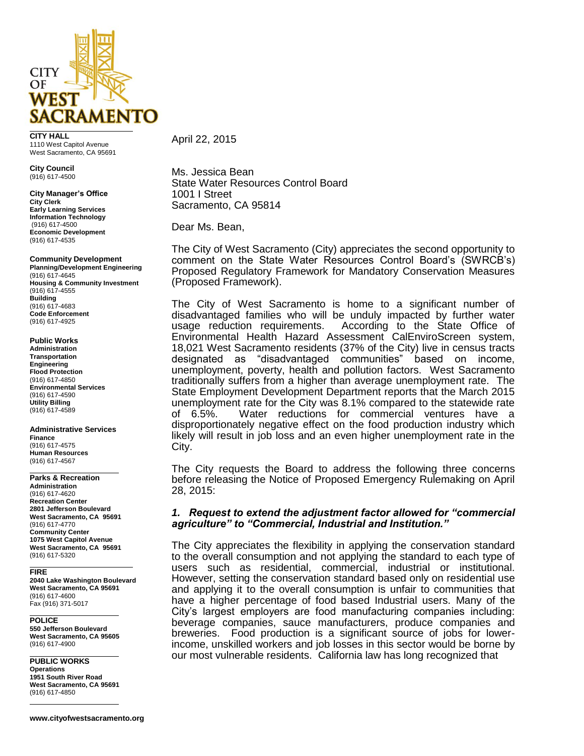**CITY OF WEST SACRAMENTO**

**CITY HALL**
1110 West Capitol Avenue
West Sacramento, CA 95691

**City Council**
(916) 617-4500

**City Manager's Office**
**City Clerk**
**Early Learning Services**
**Information Technology**
(916) 617-4500
**Economic Development**
(916) 617-4535

**Community Development**
**Planning/Development Engineering**
(916) 617-4645
**Housing & Community Investment**
(916) 617-4555
**Building**
(916) 617-4683
**Code Enforcement**
(916) 617-4925

**Public Works**
**Administration**
**Transportation**
**Engineering**
**Flood Protection**
(916) 617-4850
**Environmental Services**
(916) 617-4590
**Utility Billing**
(916) 617-4589

**Administrative Services**
**Finance**
(916) 617-4575
**Human Resources**
(916) 617-4567

**Parks & Recreation**
**Administration**
(916) 617-4620
**Recreation Center**
**2801 Jefferson Boulevard**
**West Sacramento, CA 95691**
(916) 617-4770
**Community Center**
**1075 West Capitol Avenue**
**West Sacramento, CA 95691**
(916) 617-5320

**FIRE**
**2040 Lake Washington Boulevard**
**West Sacramento, CA 95691**
(916) 617-4600
Fax (916) 371-5017

**POLICE**
**550 Jefferson Boulevard**
**West Sacramento, CA 95605**
(916) 617-4900

**PUBLIC WORKS**
**Operations**
**1951 South River Road**
**West Sacramento, CA 95691**
(916) 617-4850

**www.cityofwestsacramento.org**

April 22, 2015

Ms. Jessica Bean
State Water Resources Control Board
1001 I Street
Sacramento, CA 95814

Dear Ms. Bean,

The City of West Sacramento (City) appreciates the second opportunity to comment on the State Water Resources Control Board's (SWRCB's) Proposed Regulatory Framework for Mandatory Conservation Measures (Proposed Framework).

The City of West Sacramento is home to a significant number of disadvantaged families who will be unduly impacted by further water usage reduction requirements. According to the State Office of Environmental Health Hazard Assessment CalEnviroScreen system, 18,021 West Sacramento residents (37% of the City) live in census tracts designated as "disadvantaged communities" based on income, unemployment, poverty, health and pollution factors. West Sacramento traditionally suffers from a higher than average unemployment rate. The State Employment Development Department reports that the March 2015 unemployment rate for the City was 8.1% compared to the statewide rate of 6.5%. Water reductions for commercial ventures have a disproportionately negative effect on the food production industry which likely will result in job loss and an even higher unemployment rate in the City.

The City requests the Board to address the following three concerns before releasing the Notice of Proposed Emergency Rulemaking on April 28, 2015:

***1. Request to extend the adjustment factor allowed for "commercial agriculture" to "Commercial, Industrial and Institution."***

The City appreciates the flexibility in applying the conservation standard to the overall consumption and not applying the standard to each type of users such as residential, commercial, industrial or institutional. However, setting the conservation standard based only on residential use and applying it to the overall consumption is unfair to communities that have a higher percentage of food based Industrial users. Many of the City's largest employers are food manufacturing companies including: beverage companies, sauce manufacturers, produce companies and breweries. Food production is a significant source of jobs for lower-income, unskilled workers and job losses in this sector would be borne by our most vulnerable residents. California law has long recognized that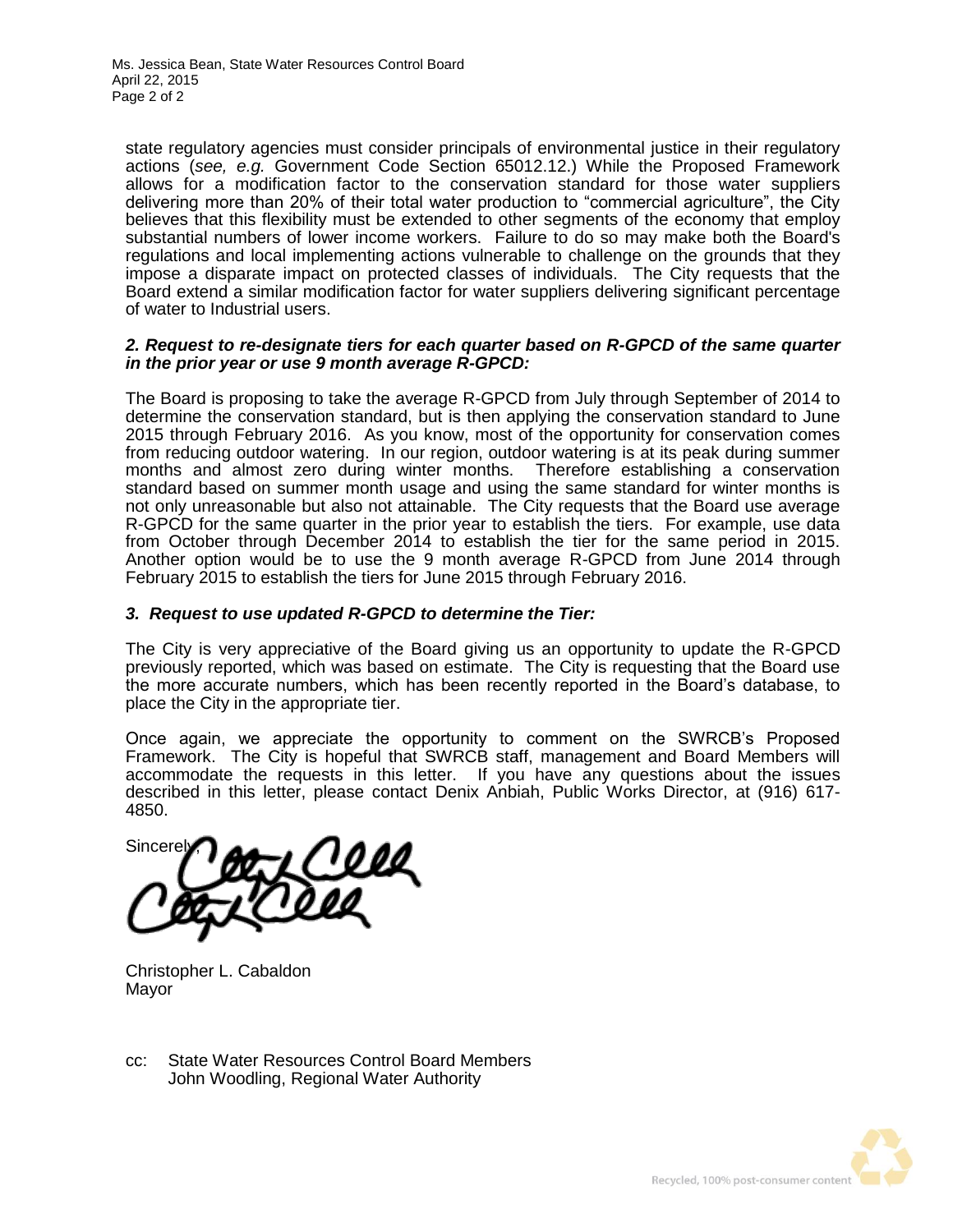state regulatory agencies must consider principals of environmental justice in their regulatory actions (*see, e.g.* Government Code Section 65012.12.) While the Proposed Framework allows for a modification factor to the conservation standard for those water suppliers delivering more than 20% of their total water production to "commercial agriculture", the City believes that this flexibility must be extended to other segments of the economy that employ substantial numbers of lower income workers. Failure to do so may make both the Board's regulations and local implementing actions vulnerable to challenge on the grounds that they impose a disparate impact on protected classes of individuals. The City requests that the Board extend a similar modification factor for water suppliers delivering significant percentage of water to Industrial users.

***2. Request to re-designate tiers for each quarter based on R-GPCD of the same quarter in the prior year or use 9 month average R-GPCD:***

The Board is proposing to take the average R-GPCD from July through September of 2014 to determine the conservation standard, but is then applying the conservation standard to June 2015 through February 2016. As you know, most of the opportunity for conservation comes from reducing outdoor watering. In our region, outdoor watering is at its peak during summer months and almost zero during winter months. Therefore establishing a conservation standard based on summer month usage and using the same standard for winter months is not only unreasonable but also not attainable. The City requests that the Board use average R-GPCD for the same quarter in the prior year to establish the tiers. For example, use data from October through December 2014 to establish the tier for the same period in 2015. Another option would be to use the 9 month average R-GPCD from June 2014 through February 2015 to establish the tiers for June 2015 through February 2016.

***3. Request to use updated R-GPCD to determine the Tier:***

The City is very appreciative of the Board giving us an opportunity to update the R-GPCD previously reported, which was based on estimate. The City is requesting that the Board use the more accurate numbers, which has been recently reported in the Board's database, to place the City in the appropriate tier.

Once again, we appreciate the opportunity to comment on the SWRCB's Proposed Framework. The City is hopeful that SWRCB staff, management and Board Members will accommodate the requests in this letter. If you have any questions about the issues described in this letter, please contact Denix Anbiah, Public Works Director, at (916) 617-4850.

Sincerely,

Christopher L. Cabaldon
Mayor

cc: State Water Resources Control Board Members
John Woodling, Regional Water Authority

Recycled, 100% post-consumer content